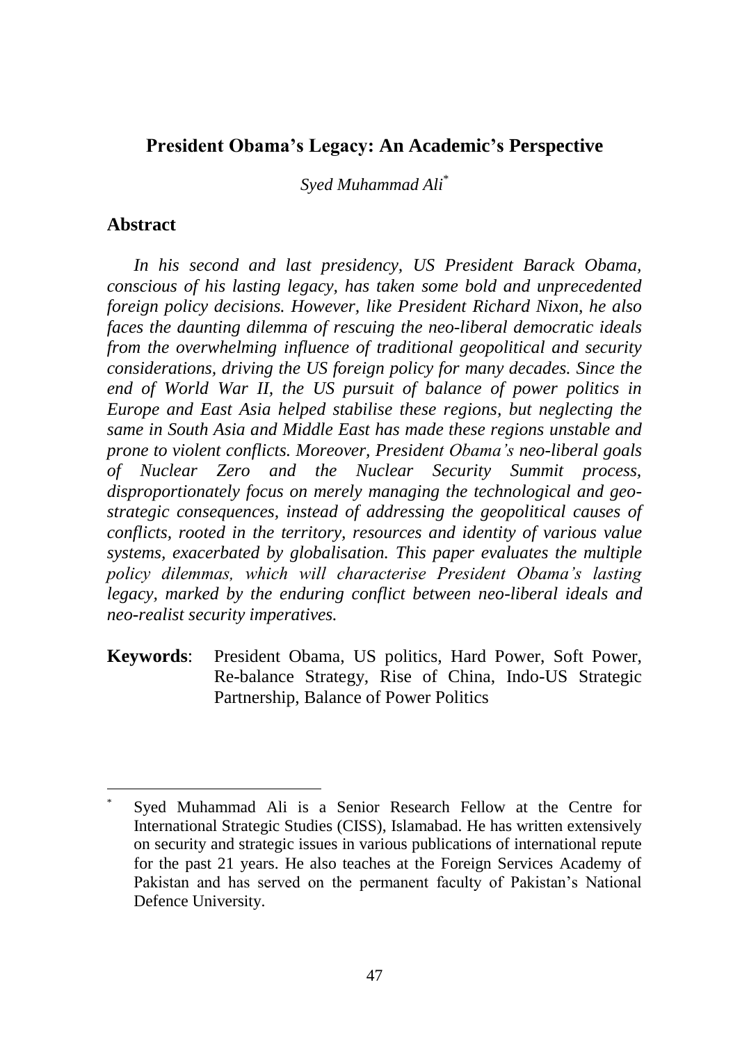# President Obama's Legacy: An Academic's Perspective

*Syed Muhammad Ali*[*]

## Abstract

*In his second and last presidency, US President Barack Obama, conscious of his lasting legacy, has taken some bold and unprecedented foreign policy decisions. However, like President Richard Nixon, he also faces the daunting dilemma of rescuing the neo-liberal democratic ideals from the overwhelming influence of traditional geopolitical and security considerations, driving the US foreign policy for many decades. Since the end of World War II, the US pursuit of balance of power politics in Europe and East Asia helped stabilise these regions, but neglecting the same in South Asia and Middle East has made these regions unstable and prone to violent conflicts. Moreover, President Obama's neo-liberal goals of Nuclear Zero and the Nuclear Security Summit process, disproportionately focus on merely managing the technological and geo-strategic consequences, instead of addressing the geopolitical causes of conflicts, rooted in the territory, resources and identity of various value systems, exacerbated by globalisation. This paper evaluates the multiple policy dilemmas, which will characterise President Obama's lasting legacy, marked by the enduring conflict between neo-liberal ideals and neo-realist security imperatives.*

**Keywords**: President Obama, US politics, Hard Power, Soft Power, Re-balance Strategy, Rise of China, Indo-US Strategic Partnership, Balance of Power Politics

---

[*] Syed Muhammad Ali is a Senior Research Fellow at the Centre for International Strategic Studies (CISS), Islamabad. He has written extensively on security and strategic issues in various publications of international repute for the past 21 years. He also teaches at the Foreign Services Academy of Pakistan and has served on the permanent faculty of Pakistan's National Defence University.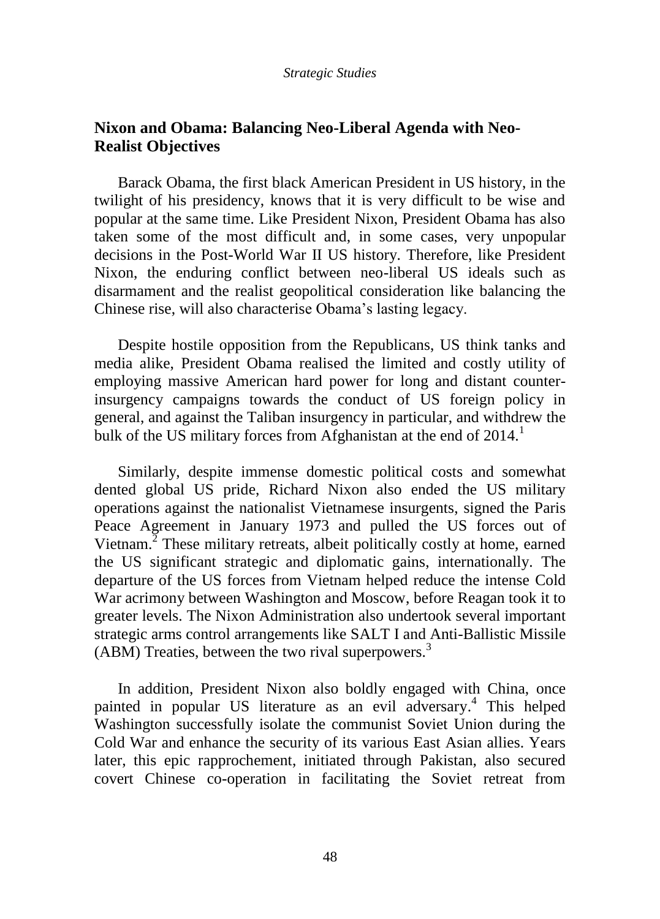## Nixon and Obama: Balancing Neo-Liberal Agenda with Neo-Realist Objectives

Barack Obama, the first black American President in US history, in the twilight of his presidency, knows that it is very difficult to be wise and popular at the same time. Like President Nixon, President Obama has also taken some of the most difficult and, in some cases, very unpopular decisions in the Post-World War II US history. Therefore, like President Nixon, the enduring conflict between neo-liberal US ideals such as disarmament and the realist geopolitical consideration like balancing the Chinese rise, will also characterise Obama's lasting legacy.

Despite hostile opposition from the Republicans, US think tanks and media alike, President Obama realised the limited and costly utility of employing massive American hard power for long and distant counter-insurgency campaigns towards the conduct of US foreign policy in general, and against the Taliban insurgency in particular, and withdrew the bulk of the US military forces from Afghanistan at the end of 2014.[1]

Similarly, despite immense domestic political costs and somewhat dented global US pride, Richard Nixon also ended the US military operations against the nationalist Vietnamese insurgents, signed the Paris Peace Agreement in January 1973 and pulled the US forces out of Vietnam.[2] These military retreats, albeit politically costly at home, earned the US significant strategic and diplomatic gains, internationally. The departure of the US forces from Vietnam helped reduce the intense Cold War acrimony between Washington and Moscow, before Reagan took it to greater levels. The Nixon Administration also undertook several important strategic arms control arrangements like SALT I and Anti-Ballistic Missile (ABM) Treaties, between the two rival superpowers.[3]

In addition, President Nixon also boldly engaged with China, once painted in popular US literature as an evil adversary.[4] This helped Washington successfully isolate the communist Soviet Union during the Cold War and enhance the security of its various East Asian allies. Years later, this epic rapprochement, initiated through Pakistan, also secured covert Chinese co-operation in facilitating the Soviet retreat from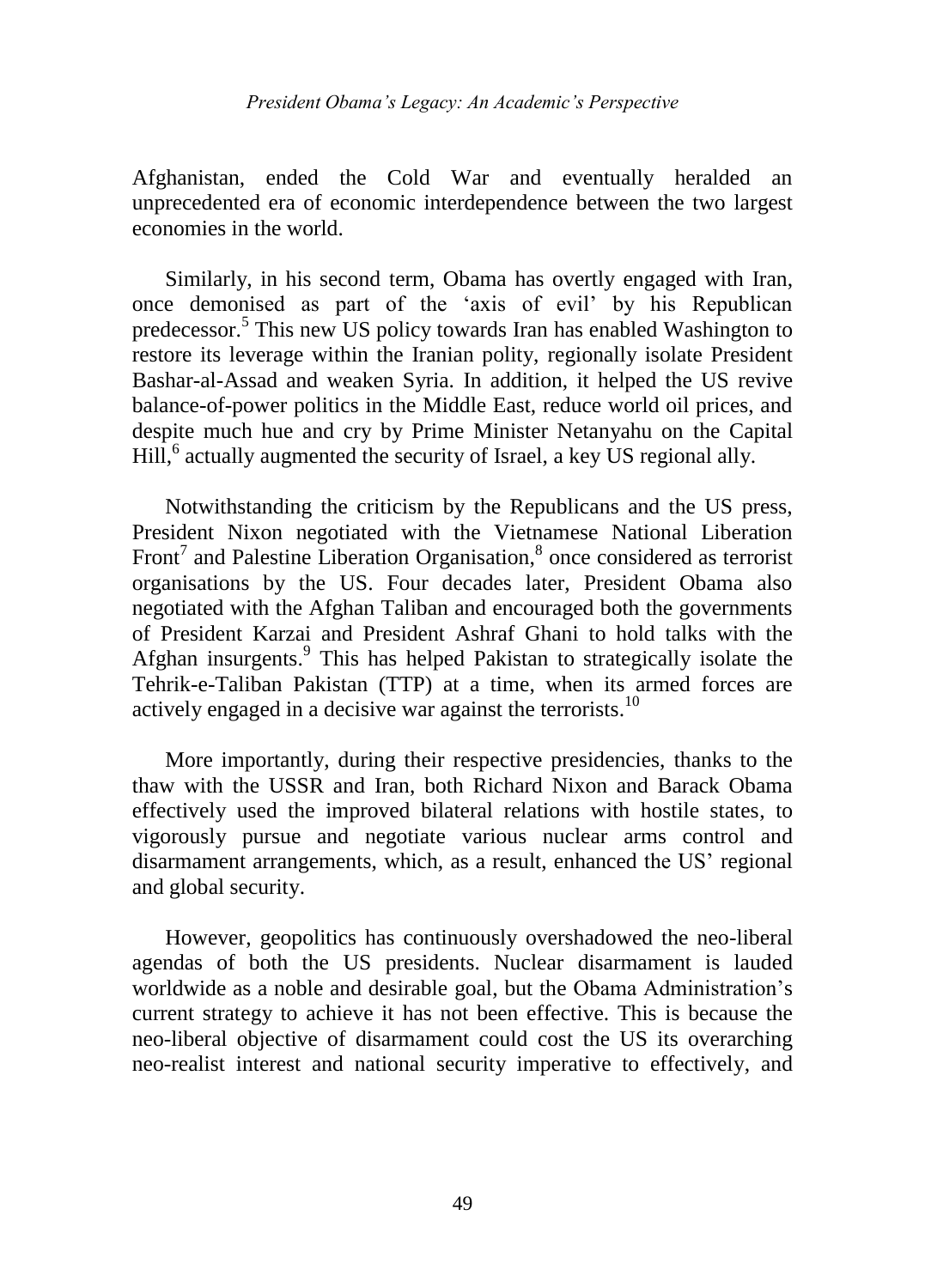Afghanistan, ended the Cold War and eventually heralded an unprecedented era of economic interdependence between the two largest economies in the world.

Similarly, in his second term, Obama has overtly engaged with Iran, once demonised as part of the 'axis of evil' by his Republican predecessor.[5] This new US policy towards Iran has enabled Washington to restore its leverage within the Iranian polity, regionally isolate President Bashar-al-Assad and weaken Syria. In addition, it helped the US revive balance-of-power politics in the Middle East, reduce world oil prices, and despite much hue and cry by Prime Minister Netanyahu on the Capital Hill,[6] actually augmented the security of Israel, a key US regional ally.

Notwithstanding the criticism by the Republicans and the US press, President Nixon negotiated with the Vietnamese National Liberation Front[7] and Palestine Liberation Organisation,[8] once considered as terrorist organisations by the US. Four decades later, President Obama also negotiated with the Afghan Taliban and encouraged both the governments of President Karzai and President Ashraf Ghani to hold talks with the Afghan insurgents.[9] This has helped Pakistan to strategically isolate the Tehrik-e-Taliban Pakistan (TTP) at a time, when its armed forces are actively engaged in a decisive war against the terrorists.[10]

More importantly, during their respective presidencies, thanks to the thaw with the USSR and Iran, both Richard Nixon and Barack Obama effectively used the improved bilateral relations with hostile states, to vigorously pursue and negotiate various nuclear arms control and disarmament arrangements, which, as a result, enhanced the US' regional and global security.

However, geopolitics has continuously overshadowed the neo-liberal agendas of both the US presidents. Nuclear disarmament is lauded worldwide as a noble and desirable goal, but the Obama Administration's current strategy to achieve it has not been effective. This is because the neo-liberal objective of disarmament could cost the US its overarching neo-realist interest and national security imperative to effectively, and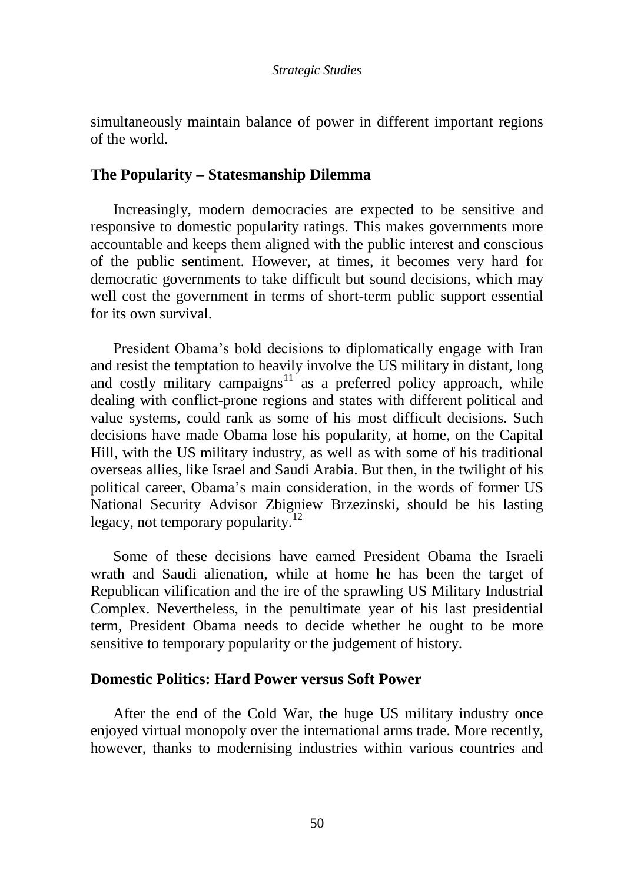simultaneously maintain balance of power in different important regions of the world.

## The Popularity – Statesmanship Dilemma

Increasingly, modern democracies are expected to be sensitive and responsive to domestic popularity ratings. This makes governments more accountable and keeps them aligned with the public interest and conscious of the public sentiment. However, at times, it becomes very hard for democratic governments to take difficult but sound decisions, which may well cost the government in terms of short-term public support essential for its own survival.

President Obama's bold decisions to diplomatically engage with Iran and resist the temptation to heavily involve the US military in distant, long and costly military campaigns[11] as a preferred policy approach, while dealing with conflict-prone regions and states with different political and value systems, could rank as some of his most difficult decisions. Such decisions have made Obama lose his popularity, at home, on the Capital Hill, with the US military industry, as well as with some of his traditional overseas allies, like Israel and Saudi Arabia. But then, in the twilight of his political career, Obama's main consideration, in the words of former US National Security Advisor Zbigniew Brzezinski, should be his lasting legacy, not temporary popularity.[12]

Some of these decisions have earned President Obama the Israeli wrath and Saudi alienation, while at home he has been the target of Republican vilification and the ire of the sprawling US Military Industrial Complex. Nevertheless, in the penultimate year of his last presidential term, President Obama needs to decide whether he ought to be more sensitive to temporary popularity or the judgement of history.

## Domestic Politics: Hard Power versus Soft Power

After the end of the Cold War, the huge US military industry once enjoyed virtual monopoly over the international arms trade. More recently, however, thanks to modernising industries within various countries and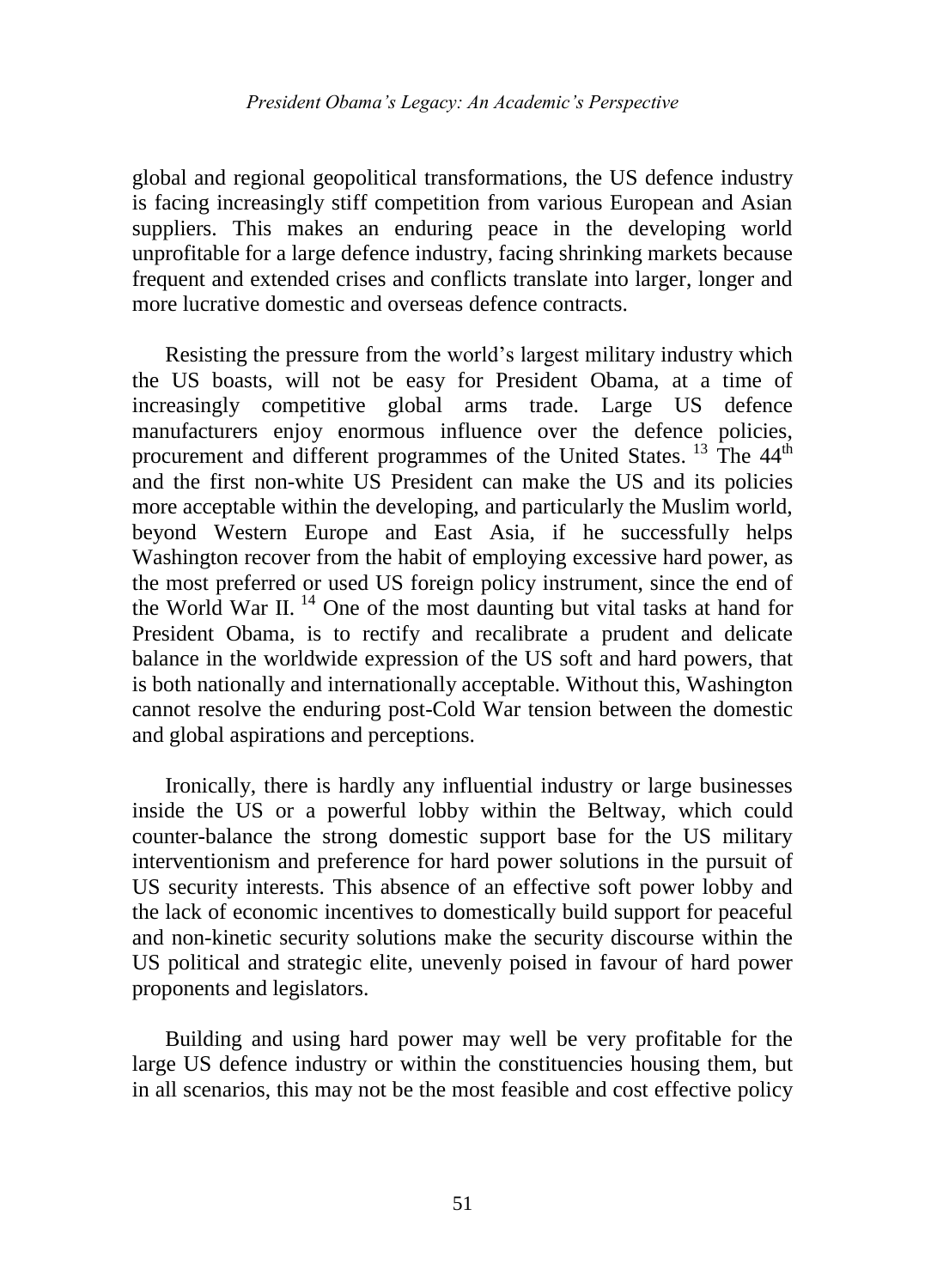global and regional geopolitical transformations, the US defence industry is facing increasingly stiff competition from various European and Asian suppliers. This makes an enduring peace in the developing world unprofitable for a large defence industry, facing shrinking markets because frequent and extended crises and conflicts translate into larger, longer and more lucrative domestic and overseas defence contracts.

Resisting the pressure from the world's largest military industry which the US boasts, will not be easy for President Obama, at a time of increasingly competitive global arms trade. Large US defence manufacturers enjoy enormous influence over the defence policies, procurement and different programmes of the United States. [13] The 44th and the first non-white US President can make the US and its policies more acceptable within the developing, and particularly the Muslim world, beyond Western Europe and East Asia, if he successfully helps Washington recover from the habit of employing excessive hard power, as the most preferred or used US foreign policy instrument, since the end of the World War II. [14] One of the most daunting but vital tasks at hand for President Obama, is to rectify and recalibrate a prudent and delicate balance in the worldwide expression of the US soft and hard powers, that is both nationally and internationally acceptable. Without this, Washington cannot resolve the enduring post-Cold War tension between the domestic and global aspirations and perceptions.

Ironically, there is hardly any influential industry or large businesses inside the US or a powerful lobby within the Beltway, which could counter-balance the strong domestic support base for the US military interventionism and preference for hard power solutions in the pursuit of US security interests. This absence of an effective soft power lobby and the lack of economic incentives to domestically build support for peaceful and non-kinetic security solutions make the security discourse within the US political and strategic elite, unevenly poised in favour of hard power proponents and legislators.

Building and using hard power may well be very profitable for the large US defence industry or within the constituencies housing them, but in all scenarios, this may not be the most feasible and cost effective policy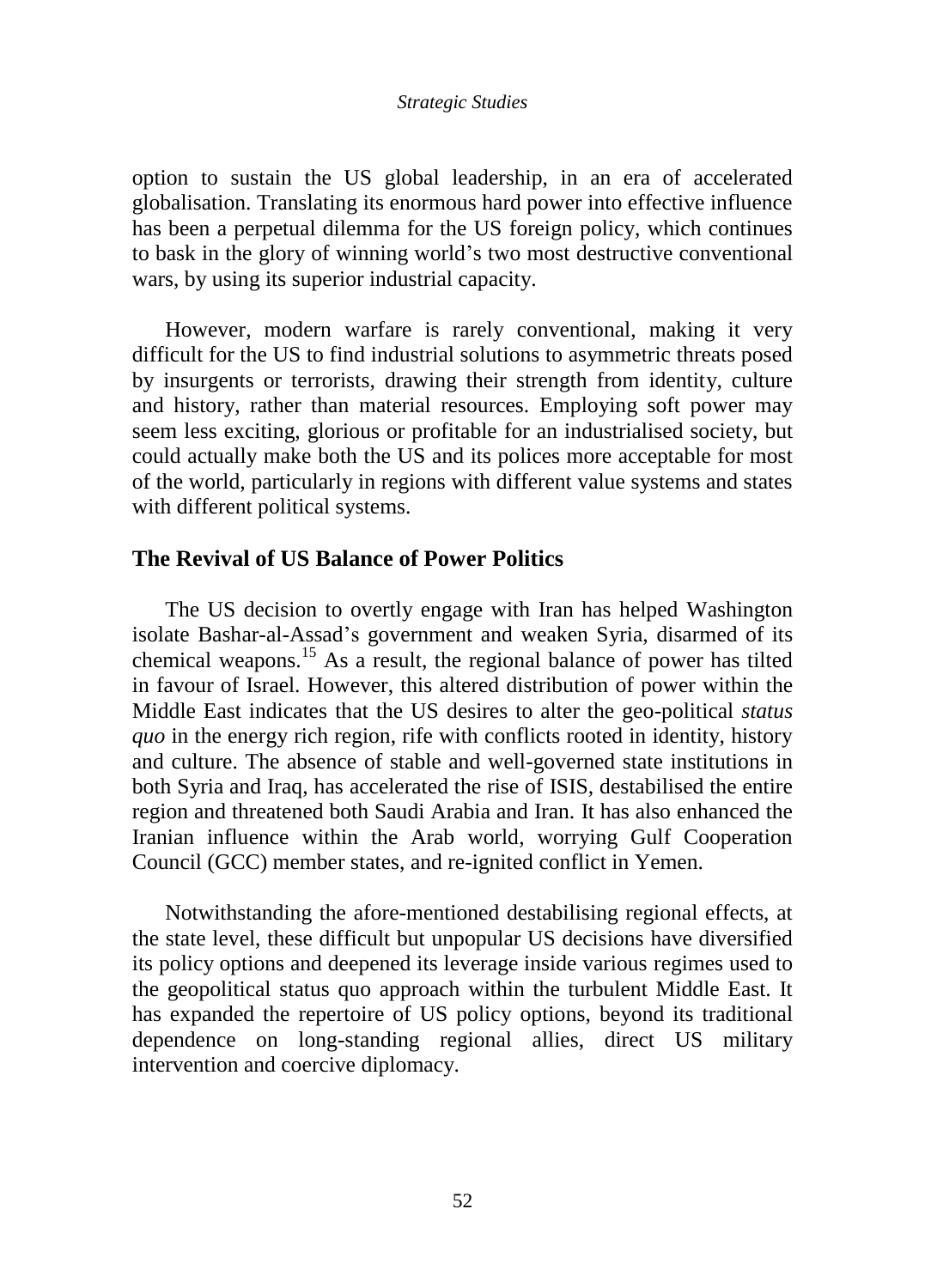option to sustain the US global leadership, in an era of accelerated globalisation. Translating its enormous hard power into effective influence has been a perpetual dilemma for the US foreign policy, which continues to bask in the glory of winning world's two most destructive conventional wars, by using its superior industrial capacity.

However, modern warfare is rarely conventional, making it very difficult for the US to find industrial solutions to asymmetric threats posed by insurgents or terrorists, drawing their strength from identity, culture and history, rather than material resources. Employing soft power may seem less exciting, glorious or profitable for an industrialised society, but could actually make both the US and its polices more acceptable for most of the world, particularly in regions with different value systems and states with different political systems.

## The Revival of US Balance of Power Politics

The US decision to overtly engage with Iran has helped Washington isolate Bashar-al-Assad's government and weaken Syria, disarmed of its chemical weapons.[15] As a result, the regional balance of power has tilted in favour of Israel. However, this altered distribution of power within the Middle East indicates that the US desires to alter the geo-political *status quo* in the energy rich region, rife with conflicts rooted in identity, history and culture. The absence of stable and well-governed state institutions in both Syria and Iraq, has accelerated the rise of ISIS, destabilised the entire region and threatened both Saudi Arabia and Iran. It has also enhanced the Iranian influence within the Arab world, worrying Gulf Cooperation Council (GCC) member states, and re-ignited conflict in Yemen.

Notwithstanding the afore-mentioned destabilising regional effects, at the state level, these difficult but unpopular US decisions have diversified its policy options and deepened its leverage inside various regimes used to the geopolitical status quo approach within the turbulent Middle East. It has expanded the repertoire of US policy options, beyond its traditional dependence on long-standing regional allies, direct US military intervention and coercive diplomacy.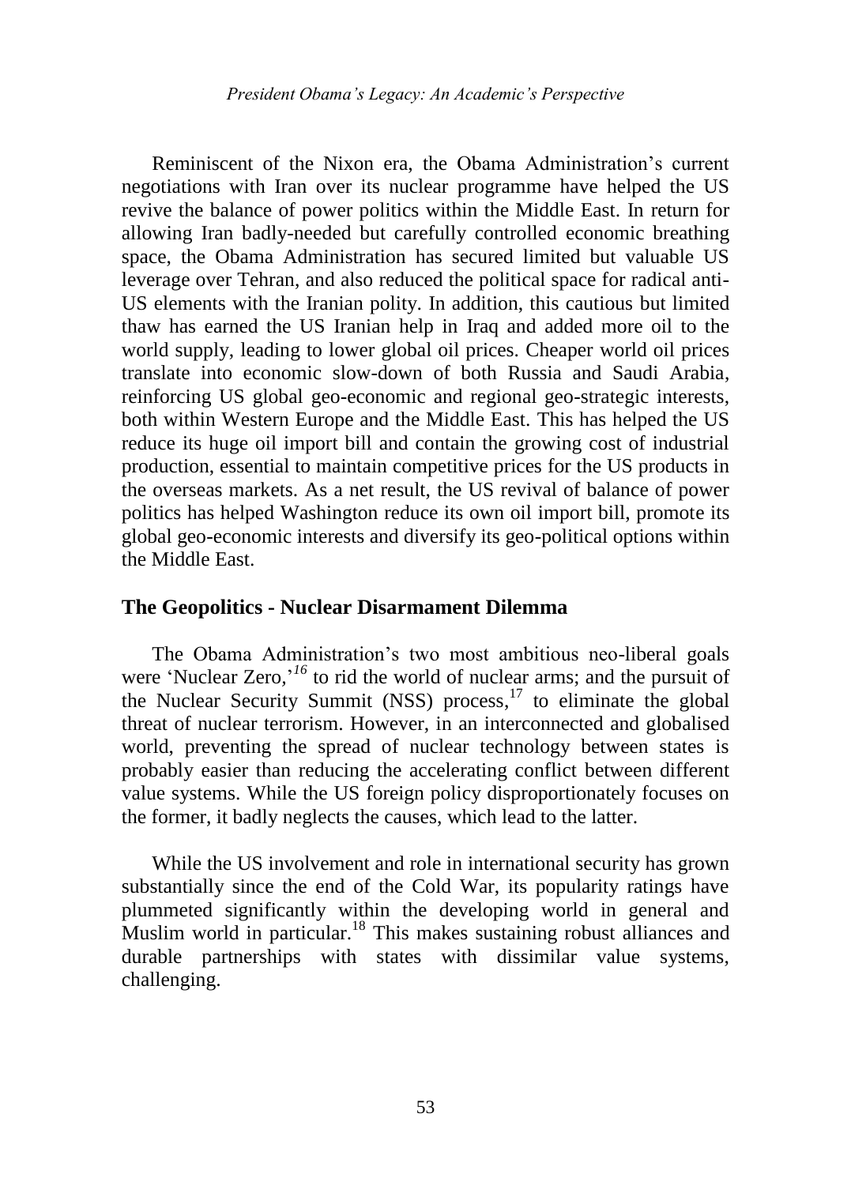Reminiscent of the Nixon era, the Obama Administration's current negotiations with Iran over its nuclear programme have helped the US revive the balance of power politics within the Middle East. In return for allowing Iran badly-needed but carefully controlled economic breathing space, the Obama Administration has secured limited but valuable US leverage over Tehran, and also reduced the political space for radical anti-US elements with the Iranian polity. In addition, this cautious but limited thaw has earned the US Iranian help in Iraq and added more oil to the world supply, leading to lower global oil prices. Cheaper world oil prices translate into economic slow-down of both Russia and Saudi Arabia, reinforcing US global geo-economic and regional geo-strategic interests, both within Western Europe and the Middle East. This has helped the US reduce its huge oil import bill and contain the growing cost of industrial production, essential to maintain competitive prices for the US products in the overseas markets. As a net result, the US revival of balance of power politics has helped Washington reduce its own oil import bill, promote its global geo-economic interests and diversify its geo-political options within the Middle East.

## The Geopolitics - Nuclear Disarmament Dilemma

The Obama Administration's two most ambitious neo-liberal goals were 'Nuclear Zero,'[16] to rid the world of nuclear arms; and the pursuit of the Nuclear Security Summit (NSS) process,[17] to eliminate the global threat of nuclear terrorism. However, in an interconnected and globalised world, preventing the spread of nuclear technology between states is probably easier than reducing the accelerating conflict between different value systems. While the US foreign policy disproportionately focuses on the former, it badly neglects the causes, which lead to the latter.

While the US involvement and role in international security has grown substantially since the end of the Cold War, its popularity ratings have plummeted significantly within the developing world in general and Muslim world in particular.[18] This makes sustaining robust alliances and durable partnerships with states with dissimilar value systems, challenging.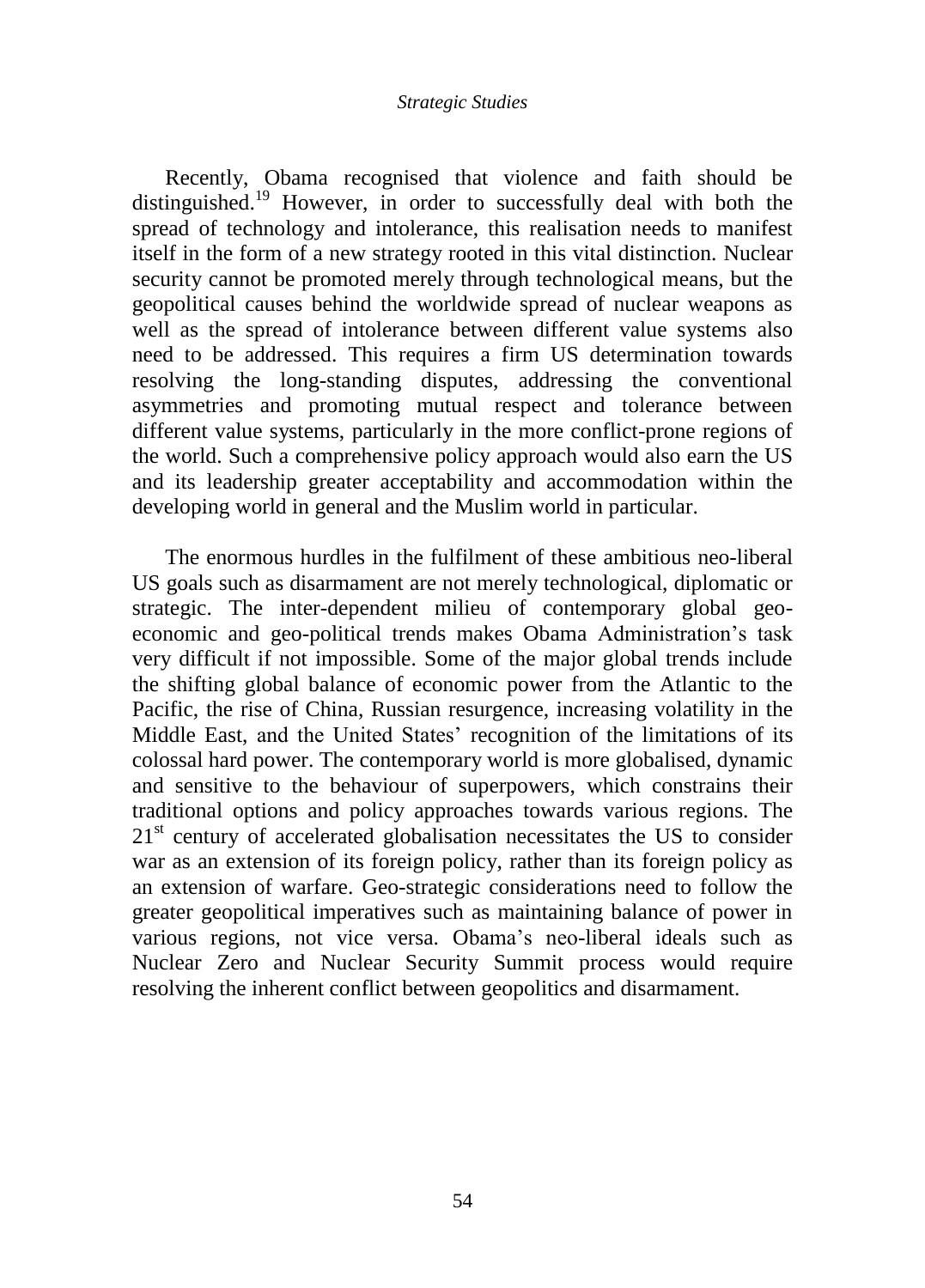Recently, Obama recognised that violence and faith should be distinguished.[19] However, in order to successfully deal with both the spread of technology and intolerance, this realisation needs to manifest itself in the form of a new strategy rooted in this vital distinction. Nuclear security cannot be promoted merely through technological means, but the geopolitical causes behind the worldwide spread of nuclear weapons as well as the spread of intolerance between different value systems also need to be addressed. This requires a firm US determination towards resolving the long-standing disputes, addressing the conventional asymmetries and promoting mutual respect and tolerance between different value systems, particularly in the more conflict-prone regions of the world. Such a comprehensive policy approach would also earn the US and its leadership greater acceptability and accommodation within the developing world in general and the Muslim world in particular.

The enormous hurdles in the fulfilment of these ambitious neo-liberal US goals such as disarmament are not merely technological, diplomatic or strategic. The inter-dependent milieu of contemporary global geo-economic and geo-political trends makes Obama Administration's task very difficult if not impossible. Some of the major global trends include the shifting global balance of economic power from the Atlantic to the Pacific, the rise of China, Russian resurgence, increasing volatility in the Middle East, and the United States' recognition of the limitations of its colossal hard power. The contemporary world is more globalised, dynamic and sensitive to the behaviour of superpowers, which constrains their traditional options and policy approaches towards various regions. The 21st century of accelerated globalisation necessitates the US to consider war as an extension of its foreign policy, rather than its foreign policy as an extension of warfare. Geo-strategic considerations need to follow the greater geopolitical imperatives such as maintaining balance of power in various regions, not vice versa. Obama's neo-liberal ideals such as Nuclear Zero and Nuclear Security Summit process would require resolving the inherent conflict between geopolitics and disarmament.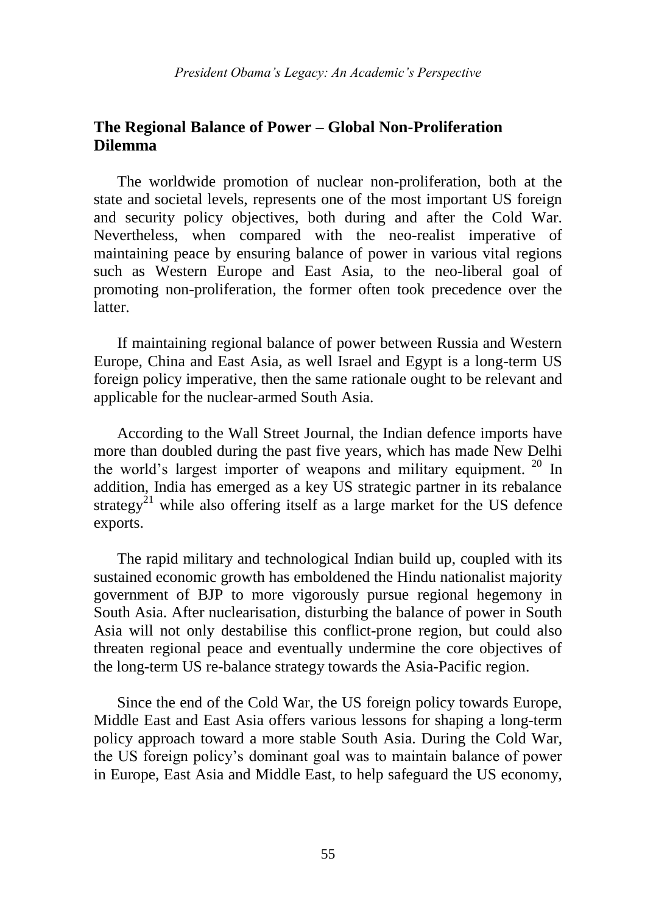## The Regional Balance of Power – Global Non-Proliferation Dilemma

The worldwide promotion of nuclear non-proliferation, both at the state and societal levels, represents one of the most important US foreign and security policy objectives, both during and after the Cold War. Nevertheless, when compared with the neo-realist imperative of maintaining peace by ensuring balance of power in various vital regions such as Western Europe and East Asia, to the neo-liberal goal of promoting non-proliferation, the former often took precedence over the latter.

If maintaining regional balance of power between Russia and Western Europe, China and East Asia, as well Israel and Egypt is a long-term US foreign policy imperative, then the same rationale ought to be relevant and applicable for the nuclear-armed South Asia.

According to the Wall Street Journal, the Indian defence imports have more than doubled during the past five years, which has made New Delhi the world's largest importer of weapons and military equipment. [20] In addition, India has emerged as a key US strategic partner in its rebalance strategy[21] while also offering itself as a large market for the US defence exports.

The rapid military and technological Indian build up, coupled with its sustained economic growth has emboldened the Hindu nationalist majority government of BJP to more vigorously pursue regional hegemony in South Asia. After nuclearisation, disturbing the balance of power in South Asia will not only destabilise this conflict-prone region, but could also threaten regional peace and eventually undermine the core objectives of the long-term US re-balance strategy towards the Asia-Pacific region.

Since the end of the Cold War, the US foreign policy towards Europe, Middle East and East Asia offers various lessons for shaping a long-term policy approach toward a more stable South Asia. During the Cold War, the US foreign policy's dominant goal was to maintain balance of power in Europe, East Asia and Middle East, to help safeguard the US economy,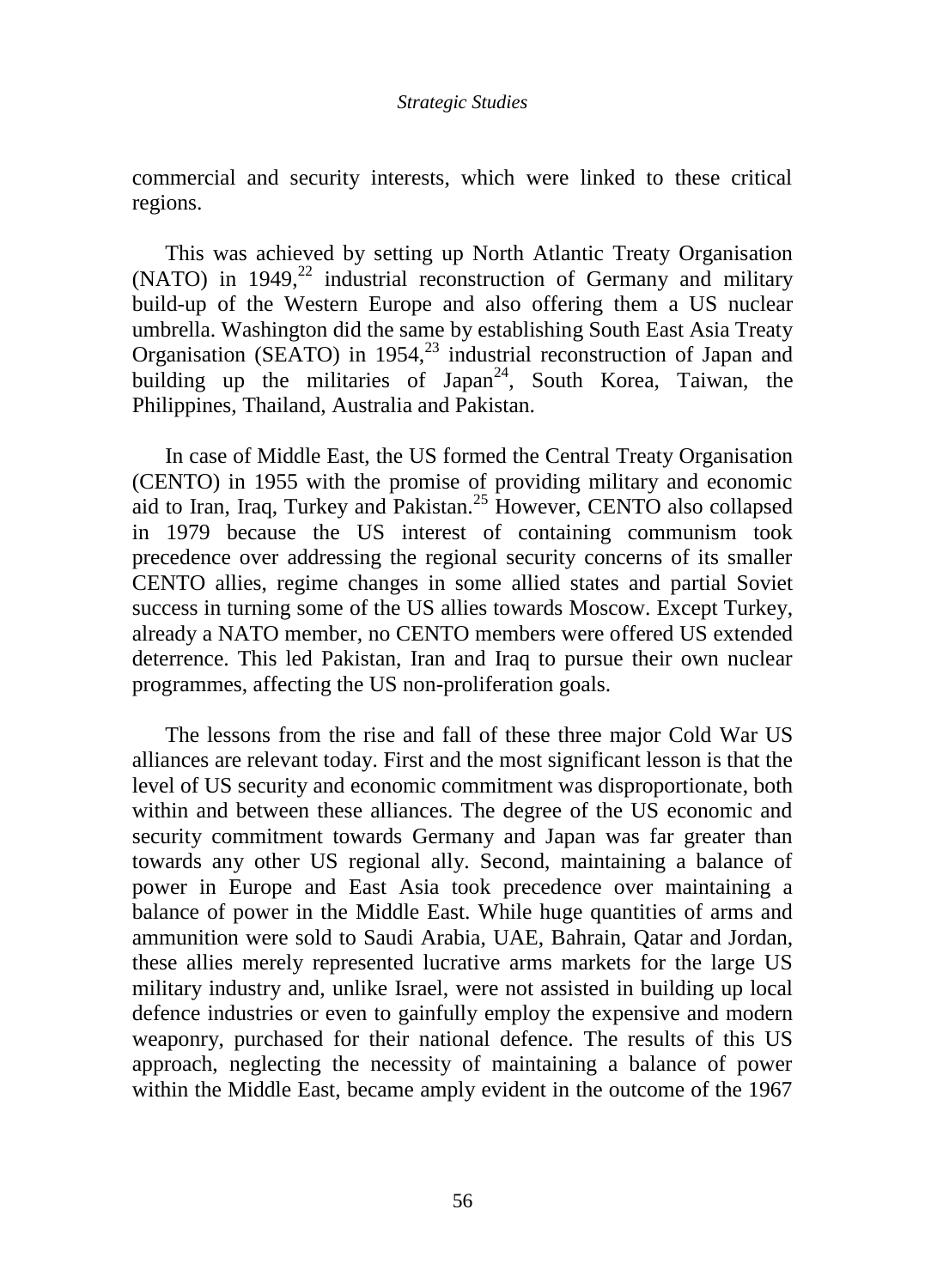commercial and security interests, which were linked to these critical regions.

This was achieved by setting up North Atlantic Treaty Organisation (NATO) in 1949,[22] industrial reconstruction of Germany and military build-up of the Western Europe and also offering them a US nuclear umbrella. Washington did the same by establishing South East Asia Treaty Organisation (SEATO) in 1954,[23] industrial reconstruction of Japan and building up the militaries of Japan[24], South Korea, Taiwan, the Philippines, Thailand, Australia and Pakistan.

In case of Middle East, the US formed the Central Treaty Organisation (CENTO) in 1955 with the promise of providing military and economic aid to Iran, Iraq, Turkey and Pakistan.[25] However, CENTO also collapsed in 1979 because the US interest of containing communism took precedence over addressing the regional security concerns of its smaller CENTO allies, regime changes in some allied states and partial Soviet success in turning some of the US allies towards Moscow. Except Turkey, already a NATO member, no CENTO members were offered US extended deterrence. This led Pakistan, Iran and Iraq to pursue their own nuclear programmes, affecting the US non-proliferation goals.

The lessons from the rise and fall of these three major Cold War US alliances are relevant today. First and the most significant lesson is that the level of US security and economic commitment was disproportionate, both within and between these alliances. The degree of the US economic and security commitment towards Germany and Japan was far greater than towards any other US regional ally. Second, maintaining a balance of power in Europe and East Asia took precedence over maintaining a balance of power in the Middle East. While huge quantities of arms and ammunition were sold to Saudi Arabia, UAE, Bahrain, Qatar and Jordan, these allies merely represented lucrative arms markets for the large US military industry and, unlike Israel, were not assisted in building up local defence industries or even to gainfully employ the expensive and modern weaponry, purchased for their national defence. The results of this US approach, neglecting the necessity of maintaining a balance of power within the Middle East, became amply evident in the outcome of the 1967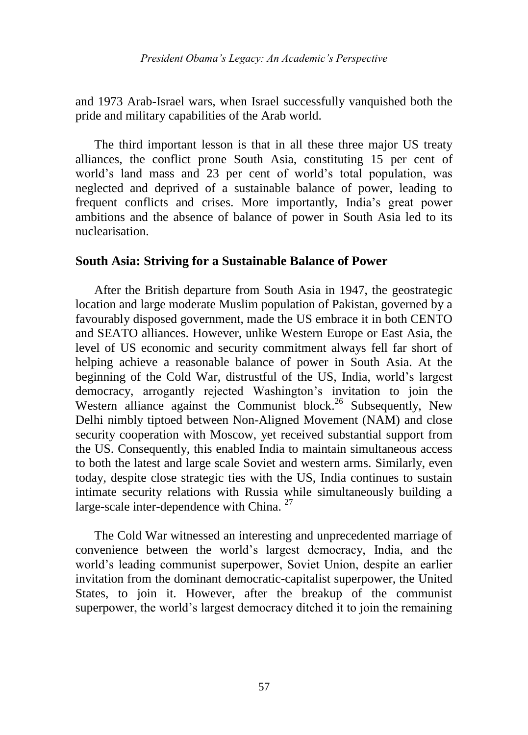and 1973 Arab-Israel wars, when Israel successfully vanquished both the pride and military capabilities of the Arab world.

The third important lesson is that in all these three major US treaty alliances, the conflict prone South Asia, constituting 15 per cent of world's land mass and 23 per cent of world's total population, was neglected and deprived of a sustainable balance of power, leading to frequent conflicts and crises. More importantly, India's great power ambitions and the absence of balance of power in South Asia led to its nuclearisation.

## South Asia: Striving for a Sustainable Balance of Power

After the British departure from South Asia in 1947, the geostrategic location and large moderate Muslim population of Pakistan, governed by a favourably disposed government, made the US embrace it in both CENTO and SEATO alliances. However, unlike Western Europe or East Asia, the level of US economic and security commitment always fell far short of helping achieve a reasonable balance of power in South Asia. At the beginning of the Cold War, distrustful of the US, India, world's largest democracy, arrogantly rejected Washington's invitation to join the Western alliance against the Communist block.[26] Subsequently, New Delhi nimbly tiptoed between Non-Aligned Movement (NAM) and close security cooperation with Moscow, yet received substantial support from the US. Consequently, this enabled India to maintain simultaneous access to both the latest and large scale Soviet and western arms. Similarly, even today, despite close strategic ties with the US, India continues to sustain intimate security relations with Russia while simultaneously building a large-scale inter-dependence with China.[27]

The Cold War witnessed an interesting and unprecedented marriage of convenience between the world's largest democracy, India, and the world's leading communist superpower, Soviet Union, despite an earlier invitation from the dominant democratic-capitalist superpower, the United States, to join it. However, after the breakup of the communist superpower, the world's largest democracy ditched it to join the remaining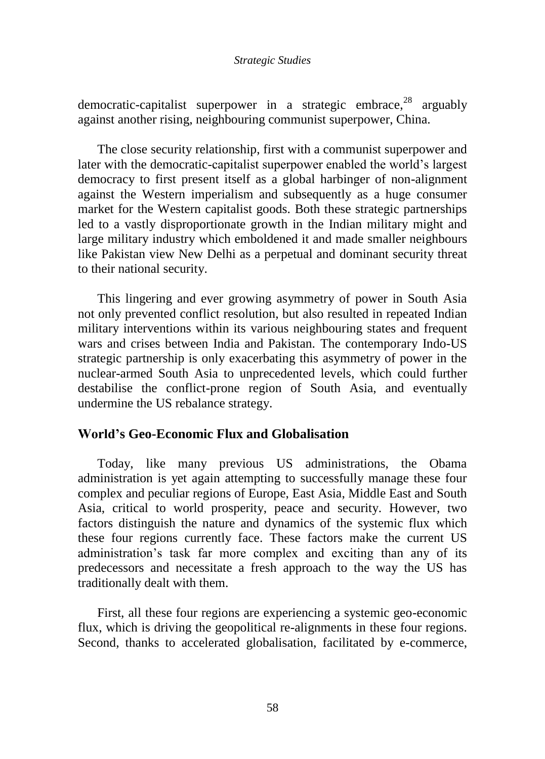democratic-capitalist superpower in a strategic embrace,[28] arguably against another rising, neighbouring communist superpower, China.

The close security relationship, first with a communist superpower and later with the democratic-capitalist superpower enabled the world's largest democracy to first present itself as a global harbinger of non-alignment against the Western imperialism and subsequently as a huge consumer market for the Western capitalist goods. Both these strategic partnerships led to a vastly disproportionate growth in the Indian military might and large military industry which emboldened it and made smaller neighbours like Pakistan view New Delhi as a perpetual and dominant security threat to their national security.

This lingering and ever growing asymmetry of power in South Asia not only prevented conflict resolution, but also resulted in repeated Indian military interventions within its various neighbouring states and frequent wars and crises between India and Pakistan. The contemporary Indo-US strategic partnership is only exacerbating this asymmetry of power in the nuclear-armed South Asia to unprecedented levels, which could further destabilise the conflict-prone region of South Asia, and eventually undermine the US rebalance strategy.

## World's Geo-Economic Flux and Globalisation

Today, like many previous US administrations, the Obama administration is yet again attempting to successfully manage these four complex and peculiar regions of Europe, East Asia, Middle East and South Asia, critical to world prosperity, peace and security. However, two factors distinguish the nature and dynamics of the systemic flux which these four regions currently face. These factors make the current US administration's task far more complex and exciting than any of its predecessors and necessitate a fresh approach to the way the US has traditionally dealt with them.

First, all these four regions are experiencing a systemic geo-economic flux, which is driving the geopolitical re-alignments in these four regions. Second, thanks to accelerated globalisation, facilitated by e-commerce,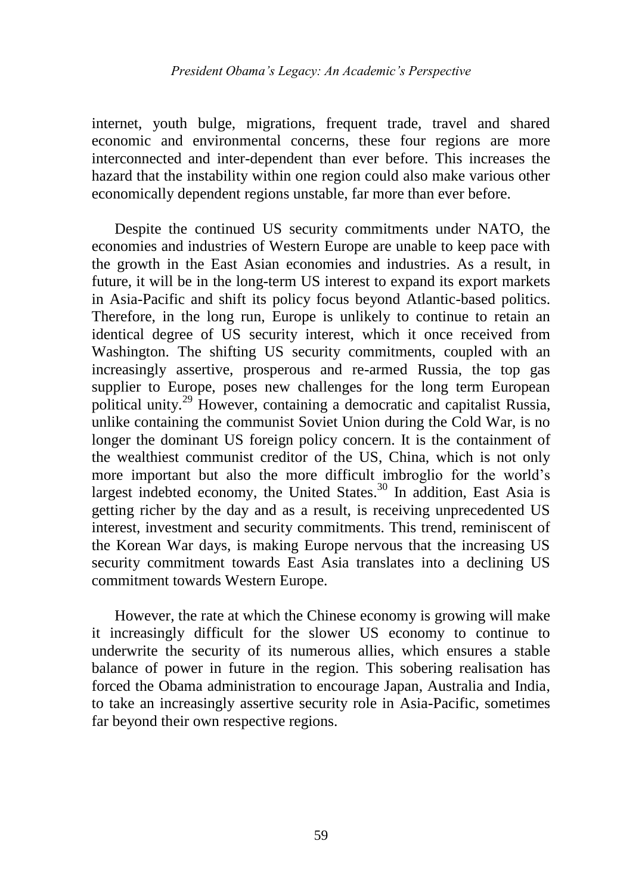internet, youth bulge, migrations, frequent trade, travel and shared economic and environmental concerns, these four regions are more interconnected and inter-dependent than ever before. This increases the hazard that the instability within one region could also make various other economically dependent regions unstable, far more than ever before.

Despite the continued US security commitments under NATO, the economies and industries of Western Europe are unable to keep pace with the growth in the East Asian economies and industries. As a result, in future, it will be in the long-term US interest to expand its export markets in Asia-Pacific and shift its policy focus beyond Atlantic-based politics. Therefore, in the long run, Europe is unlikely to continue to retain an identical degree of US security interest, which it once received from Washington. The shifting US security commitments, coupled with an increasingly assertive, prosperous and re-armed Russia, the top gas supplier to Europe, poses new challenges for the long term European political unity.[29] However, containing a democratic and capitalist Russia, unlike containing the communist Soviet Union during the Cold War, is no longer the dominant US foreign policy concern. It is the containment of the wealthiest communist creditor of the US, China, which is not only more important but also the more difficult imbroglio for the world's largest indebted economy, the United States.[30] In addition, East Asia is getting richer by the day and as a result, is receiving unprecedented US interest, investment and security commitments. This trend, reminiscent of the Korean War days, is making Europe nervous that the increasing US security commitment towards East Asia translates into a declining US commitment towards Western Europe.

However, the rate at which the Chinese economy is growing will make it increasingly difficult for the slower US economy to continue to underwrite the security of its numerous allies, which ensures a stable balance of power in future in the region. This sobering realisation has forced the Obama administration to encourage Japan, Australia and India, to take an increasingly assertive security role in Asia-Pacific, sometimes far beyond their own respective regions.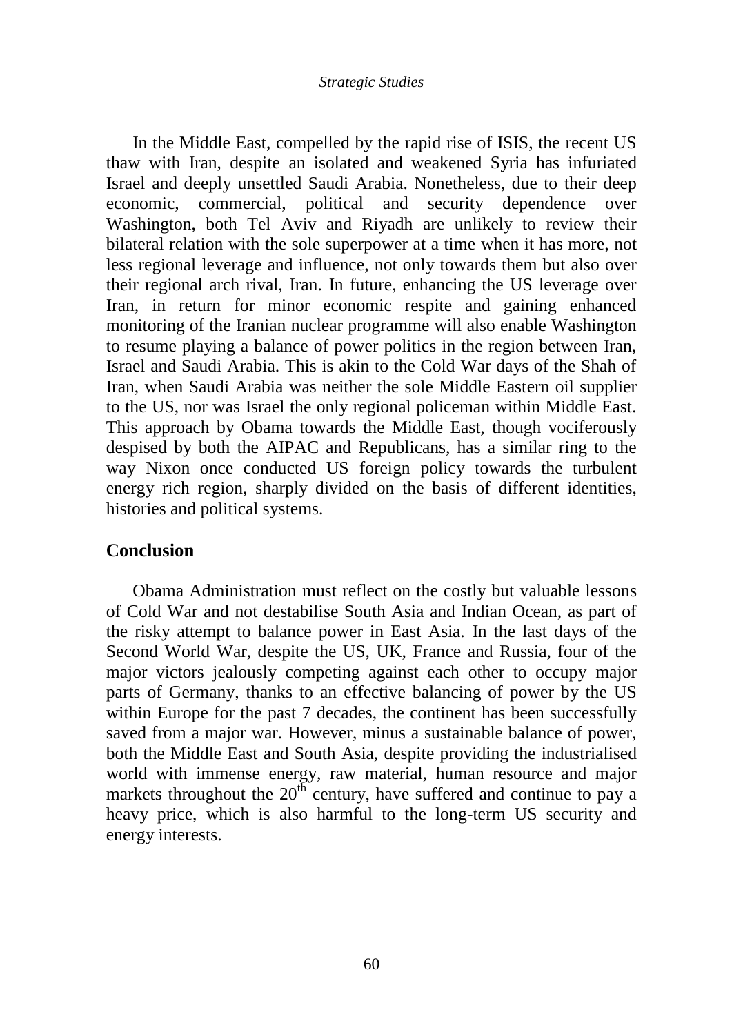In the Middle East, compelled by the rapid rise of ISIS, the recent US thaw with Iran, despite an isolated and weakened Syria has infuriated Israel and deeply unsettled Saudi Arabia. Nonetheless, due to their deep economic, commercial, political and security dependence over Washington, both Tel Aviv and Riyadh are unlikely to review their bilateral relation with the sole superpower at a time when it has more, not less regional leverage and influence, not only towards them but also over their regional arch rival, Iran. In future, enhancing the US leverage over Iran, in return for minor economic respite and gaining enhanced monitoring of the Iranian nuclear programme will also enable Washington to resume playing a balance of power politics in the region between Iran, Israel and Saudi Arabia. This is akin to the Cold War days of the Shah of Iran, when Saudi Arabia was neither the sole Middle Eastern oil supplier to the US, nor was Israel the only regional policeman within Middle East. This approach by Obama towards the Middle East, though vociferously despised by both the AIPAC and Republicans, has a similar ring to the way Nixon once conducted US foreign policy towards the turbulent energy rich region, sharply divided on the basis of different identities, histories and political systems.

## Conclusion

Obama Administration must reflect on the costly but valuable lessons of Cold War and not destabilise South Asia and Indian Ocean, as part of the risky attempt to balance power in East Asia. In the last days of the Second World War, despite the US, UK, France and Russia, four of the major victors jealously competing against each other to occupy major parts of Germany, thanks to an effective balancing of power by the US within Europe for the past 7 decades, the continent has been successfully saved from a major war. However, minus a sustainable balance of power, both the Middle East and South Asia, despite providing the industrialised world with immense energy, raw material, human resource and major markets throughout the $20^{th}$ century, have suffered and continue to pay a heavy price, which is also harmful to the long-term US security and energy interests.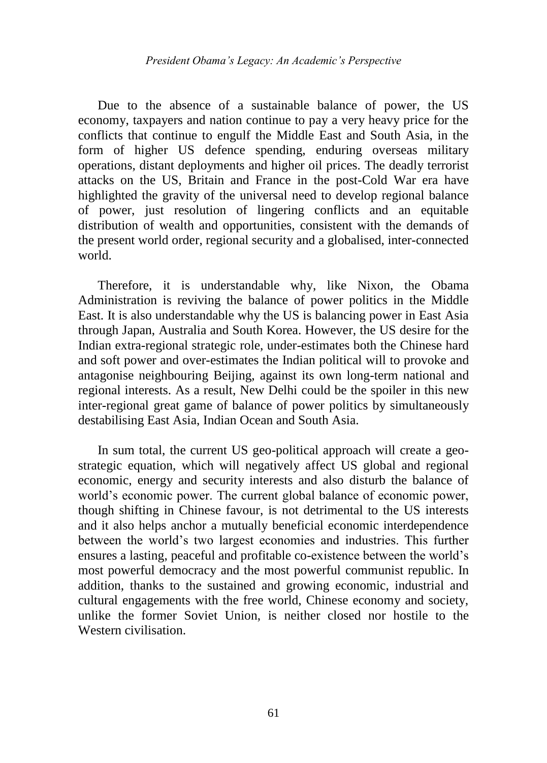Due to the absence of a sustainable balance of power, the US economy, taxpayers and nation continue to pay a very heavy price for the conflicts that continue to engulf the Middle East and South Asia, in the form of higher US defence spending, enduring overseas military operations, distant deployments and higher oil prices. The deadly terrorist attacks on the US, Britain and France in the post-Cold War era have highlighted the gravity of the universal need to develop regional balance of power, just resolution of lingering conflicts and an equitable distribution of wealth and opportunities, consistent with the demands of the present world order, regional security and a globalised, inter-connected world.

Therefore, it is understandable why, like Nixon, the Obama Administration is reviving the balance of power politics in the Middle East. It is also understandable why the US is balancing power in East Asia through Japan, Australia and South Korea. However, the US desire for the Indian extra-regional strategic role, under-estimates both the Chinese hard and soft power and over-estimates the Indian political will to provoke and antagonise neighbouring Beijing, against its own long-term national and regional interests. As a result, New Delhi could be the spoiler in this new inter-regional great game of balance of power politics by simultaneously destabilising East Asia, Indian Ocean and South Asia.

In sum total, the current US geo-political approach will create a geo-strategic equation, which will negatively affect US global and regional economic, energy and security interests and also disturb the balance of world's economic power. The current global balance of economic power, though shifting in Chinese favour, is not detrimental to the US interests and it also helps anchor a mutually beneficial economic interdependence between the world's two largest economies and industries. This further ensures a lasting, peaceful and profitable co-existence between the world's most powerful democracy and the most powerful communist republic. In addition, thanks to the sustained and growing economic, industrial and cultural engagements with the free world, Chinese economy and society, unlike the former Soviet Union, is neither closed nor hostile to the Western civilisation.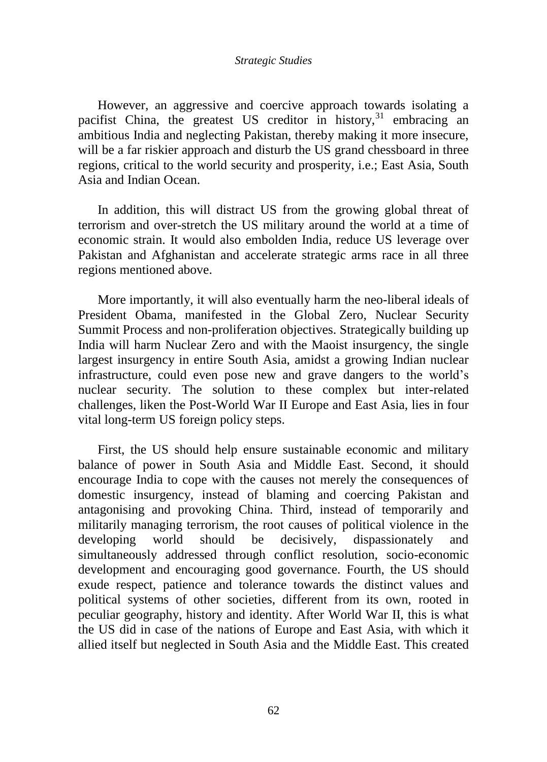However, an aggressive and coercive approach towards isolating a pacifist China, the greatest US creditor in history,[31] embracing an ambitious India and neglecting Pakistan, thereby making it more insecure, will be a far riskier approach and disturb the US grand chessboard in three regions, critical to the world security and prosperity, i.e.; East Asia, South Asia and Indian Ocean.

In addition, this will distract US from the growing global threat of terrorism and over-stretch the US military around the world at a time of economic strain. It would also embolden India, reduce US leverage over Pakistan and Afghanistan and accelerate strategic arms race in all three regions mentioned above.

More importantly, it will also eventually harm the neo-liberal ideals of President Obama, manifested in the Global Zero, Nuclear Security Summit Process and non-proliferation objectives. Strategically building up India will harm Nuclear Zero and with the Maoist insurgency, the single largest insurgency in entire South Asia, amidst a growing Indian nuclear infrastructure, could even pose new and grave dangers to the world's nuclear security. The solution to these complex but inter-related challenges, liken the Post-World War II Europe and East Asia, lies in four vital long-term US foreign policy steps.

First, the US should help ensure sustainable economic and military balance of power in South Asia and Middle East. Second, it should encourage India to cope with the causes not merely the consequences of domestic insurgency, instead of blaming and coercing Pakistan and antagonising and provoking China. Third, instead of temporarily and militarily managing terrorism, the root causes of political violence in the developing world should be decisively, dispassionately and simultaneously addressed through conflict resolution, socio-economic development and encouraging good governance. Fourth, the US should exude respect, patience and tolerance towards the distinct values and political systems of other societies, different from its own, rooted in peculiar geography, history and identity. After World War II, this is what the US did in case of the nations of Europe and East Asia, with which it allied itself but neglected in South Asia and the Middle East. This created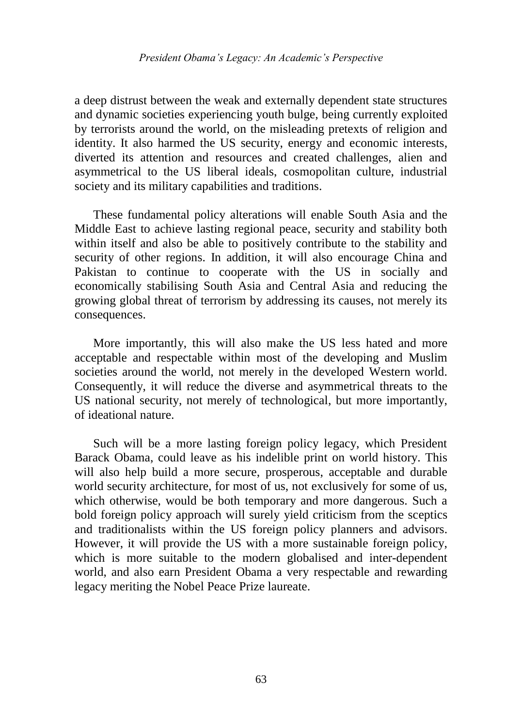a deep distrust between the weak and externally dependent state structures and dynamic societies experiencing youth bulge, being currently exploited by terrorists around the world, on the misleading pretexts of religion and identity. It also harmed the US security, energy and economic interests, diverted its attention and resources and created challenges, alien and asymmetrical to the US liberal ideals, cosmopolitan culture, industrial society and its military capabilities and traditions.

These fundamental policy alterations will enable South Asia and the Middle East to achieve lasting regional peace, security and stability both within itself and also be able to positively contribute to the stability and security of other regions. In addition, it will also encourage China and Pakistan to continue to cooperate with the US in socially and economically stabilising South Asia and Central Asia and reducing the growing global threat of terrorism by addressing its causes, not merely its consequences.

More importantly, this will also make the US less hated and more acceptable and respectable within most of the developing and Muslim societies around the world, not merely in the developed Western world. Consequently, it will reduce the diverse and asymmetrical threats to the US national security, not merely of technological, but more importantly, of ideational nature.

Such will be a more lasting foreign policy legacy, which President Barack Obama, could leave as his indelible print on world history. This will also help build a more secure, prosperous, acceptable and durable world security architecture, for most of us, not exclusively for some of us, which otherwise, would be both temporary and more dangerous. Such a bold foreign policy approach will surely yield criticism from the sceptics and traditionalists within the US foreign policy planners and advisors. However, it will provide the US with a more sustainable foreign policy, which is more suitable to the modern globalised and inter-dependent world, and also earn President Obama a very respectable and rewarding legacy meriting the Nobel Peace Prize laureate.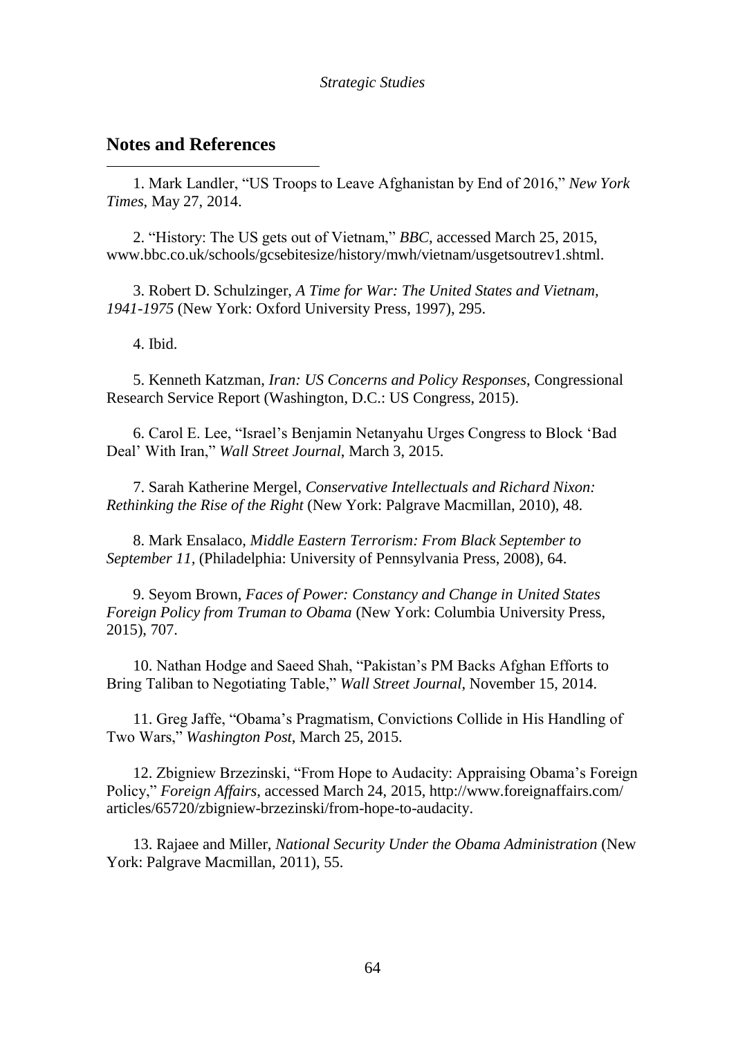## Notes and References

1. Mark Landler, "US Troops to Leave Afghanistan by End of 2016," *New York Times*, May 27, 2014.

2. "History: The US gets out of Vietnam," *BBC*, accessed March 25, 2015, www.bbc.co.uk/schools/gcsebitesize/history/mwh/vietnam/usgetsoutrev1.shtml.

3. Robert D. Schulzinger, *A Time for War: The United States and Vietnam, 1941-1975* (New York: Oxford University Press, 1997), 295.

4. Ibid.

5. Kenneth Katzman, *Iran: US Concerns and Policy Responses*, Congressional Research Service Report (Washington, D.C.: US Congress, 2015).

6. Carol E. Lee, "Israel's Benjamin Netanyahu Urges Congress to Block 'Bad Deal' With Iran," *Wall Street Journal*, March 3, 2015.

7. Sarah Katherine Mergel, *Conservative Intellectuals and Richard Nixon: Rethinking the Rise of the Right* (New York: Palgrave Macmillan, 2010), 48.

8. Mark Ensalaco, *Middle Eastern Terrorism: From Black September to September 11,* (Philadelphia: University of Pennsylvania Press, 2008), 64.

9. Seyom Brown, *Faces of Power: Constancy and Change in United States Foreign Policy from Truman to Obama* (New York: Columbia University Press, 2015), 707.

10. Nathan Hodge and Saeed Shah, "Pakistan's PM Backs Afghan Efforts to Bring Taliban to Negotiating Table," *Wall Street Journal*, November 15, 2014.

11. Greg Jaffe, "Obama's Pragmatism, Convictions Collide in His Handling of Two Wars," *Washington Post*, March 25, 2015.

12. Zbigniew Brzezinski, "From Hope to Audacity: Appraising Obama's Foreign Policy," *Foreign Affairs*, accessed March 24, 2015, http://www.foreignaffairs.com/articles/65720/zbigniew-brzezinski/from-hope-to-audacity.

13. Rajaee and Miller, *National Security Under the Obama Administration* (New York: Palgrave Macmillan, 2011), 55.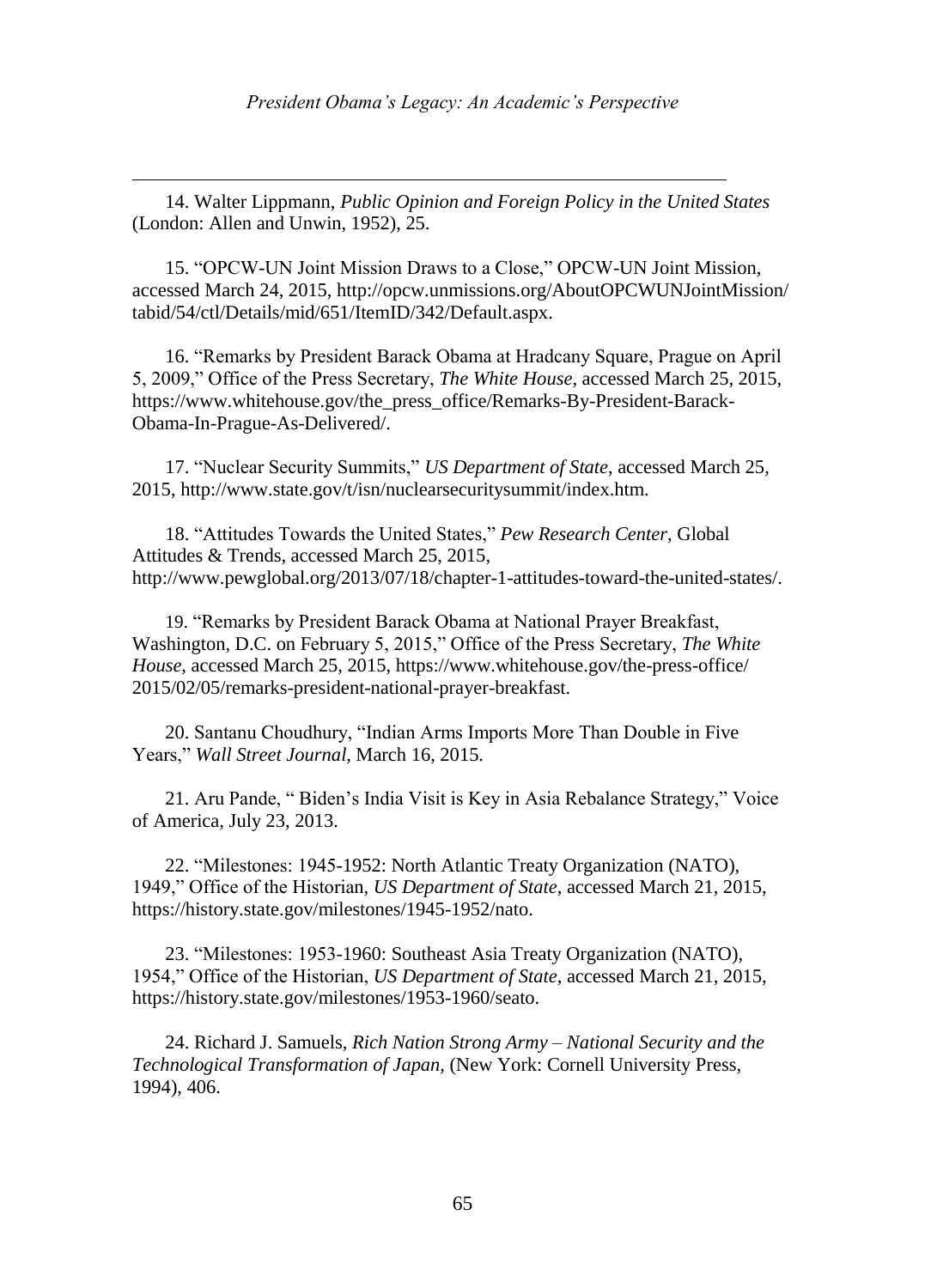14. Walter Lippmann, *Public Opinion and Foreign Policy in the United States* (London: Allen and Unwin, 1952), 25.

15. "OPCW-UN Joint Mission Draws to a Close," OPCW-UN Joint Mission, accessed March 24, 2015, http://opcw.unmissions.org/AboutOPCWUNJointMission/tabid/54/ctl/Details/mid/651/ItemID/342/Default.aspx.

16. "Remarks by President Barack Obama at Hradcany Square, Prague on April 5, 2009," Office of the Press Secretary, *The White House*, accessed March 25, 2015, https://www.whitehouse.gov/the_press_office/Remarks-By-President-Barack-Obama-In-Prague-As-Delivered/.

17. "Nuclear Security Summits," *US Department of State*, accessed March 25, 2015, http://www.state.gov/t/isn/nuclearsecuritysummit/index.htm.

18. "Attitudes Towards the United States," *Pew Research Center*, Global Attitudes & Trends, accessed March 25, 2015, http://www.pewglobal.org/2013/07/18/chapter-1-attitudes-toward-the-united-states/.

19. "Remarks by President Barack Obama at National Prayer Breakfast, Washington, D.C. on February 5, 2015," Office of the Press Secretary, *The White House*, accessed March 25, 2015, https://www.whitehouse.gov/the-press-office/2015/02/05/remarks-president-national-prayer-breakfast.

20. Santanu Choudhury, "Indian Arms Imports More Than Double in Five Years," *Wall Street Journal*, March 16, 2015.

21. Aru Pande, " Biden's India Visit is Key in Asia Rebalance Strategy," Voice of America, July 23, 2013.

22. "Milestones: 1945-1952: North Atlantic Treaty Organization (NATO), 1949," Office of the Historian, *US Department of State*, accessed March 21, 2015, https://history.state.gov/milestones/1945-1952/nato.

23. "Milestones: 1953-1960: Southeast Asia Treaty Organization (NATO), 1954," Office of the Historian, *US Department of State*, accessed March 21, 2015, https://history.state.gov/milestones/1953-1960/seato.

24. Richard J. Samuels, *Rich Nation Strong Army – National Security and the Technological Transformation of Japan*, (New York: Cornell University Press, 1994), 406.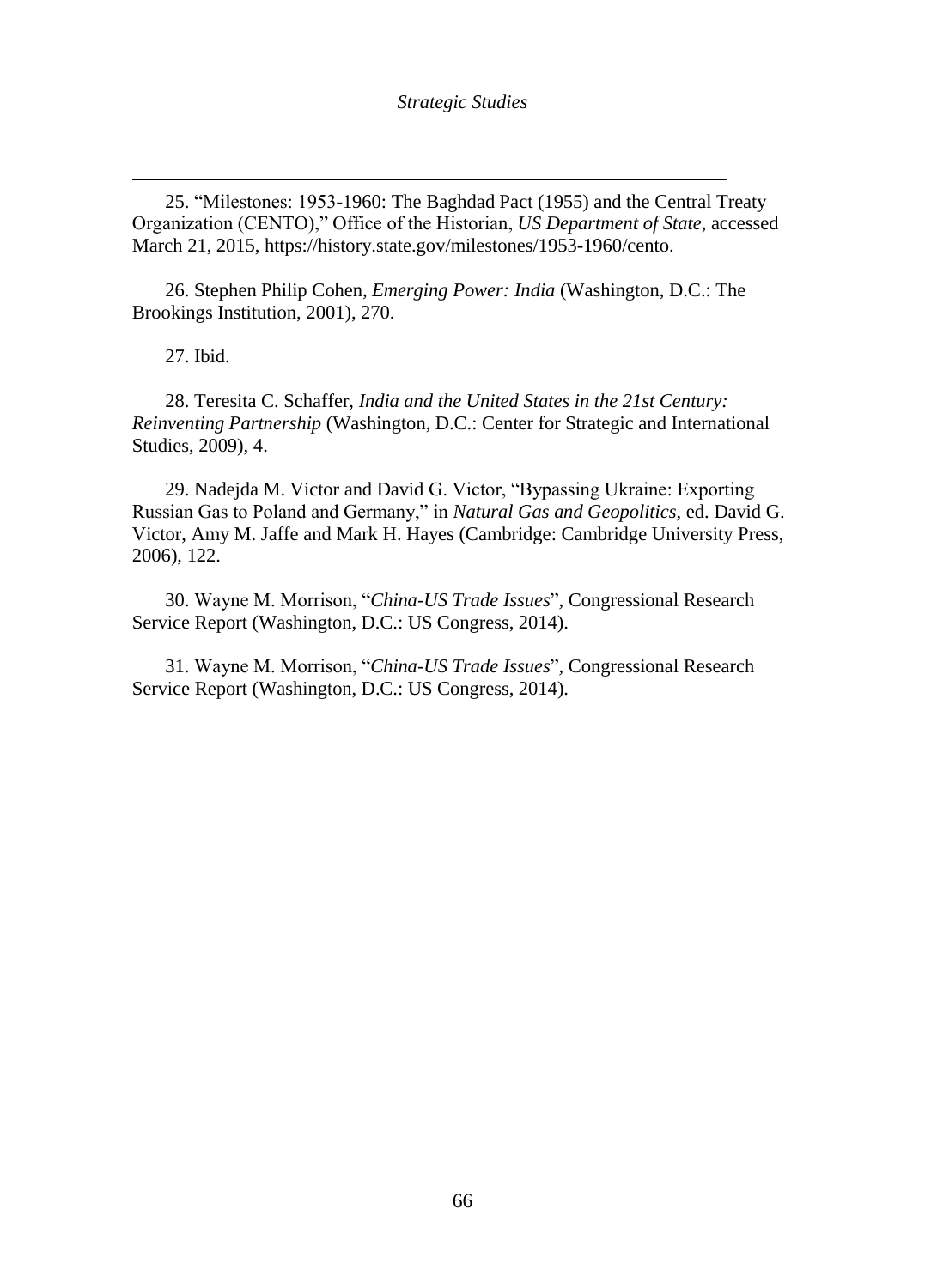25. "Milestones: 1953-1960: The Baghdad Pact (1955) and the Central Treaty Organization (CENTO)," Office of the Historian, *US Department of State*, accessed March 21, 2015, https://history.state.gov/milestones/1953-1960/cento.

26. Stephen Philip Cohen, *Emerging Power: India* (Washington, D.C.: The Brookings Institution, 2001), 270.

27. Ibid.

28. Teresita C. Schaffer, *India and the United States in the 21st Century: Reinventing Partnership* (Washington, D.C.: Center for Strategic and International Studies, 2009), 4.

29. Nadejda M. Victor and David G. Victor, "Bypassing Ukraine: Exporting Russian Gas to Poland and Germany," in *Natural Gas and Geopolitics*, ed. David G. Victor, Amy M. Jaffe and Mark H. Hayes (Cambridge: Cambridge University Press, 2006), 122.

30. Wayne M. Morrison, "*China-US Trade Issues*", Congressional Research Service Report (Washington, D.C.: US Congress, 2014).

31. Wayne M. Morrison, "*China-US Trade Issues*", Congressional Research Service Report (Washington, D.C.: US Congress, 2014).